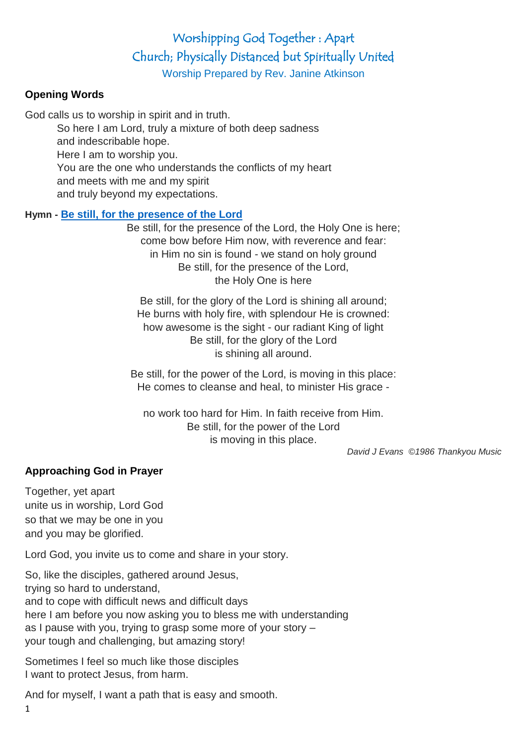# Worshipping God Together : Apart
## Church; Physically Distanced but Spiritually United
Worship Prepared by Rev. Janine Atkinson

### Opening Words

God calls us to worship in spirit and in truth.
So here I am Lord, truly a mixture of both deep sadness
and indescribable hope.
Here I am to worship you.
You are the one who understands the conflicts of my heart
and meets with me and my spirit
and truly beyond my expectations.

**Hymn - Be still, for the presence of the Lord**

Be still, for the presence of the Lord, the Holy One is here;
come bow before Him now, with reverence and fear:
in Him no sin is found - we stand on holy ground
Be still, for the presence of the Lord,
the Holy One is here

Be still, for the glory of the Lord is shining all around;
He burns with holy fire, with splendour He is crowned:
how awesome is the sight - our radiant King of light
Be still, for the glory of the Lord
is shining all around.

Be still, for the power of the Lord, is moving in this place:
He comes to cleanse and heal, to minister His grace -

no work too hard for Him. In faith receive from Him.
Be still, for the power of the Lord
is moving in this place.

*David J Evans ©1986 Thankyou Music*

### Approaching God in Prayer

Together, yet apart
unite us in worship, Lord God
so that we may be one in you
and you may be glorified.

Lord God, you invite us to come and share in your story.

So, like the disciples, gathered around Jesus,
trying so hard to understand,
and to cope with difficult news and difficult days
here I am before you now asking you to bless me with understanding
as I pause with you, trying to grasp some more of your story –
your tough and challenging, but amazing story!

Sometimes I feel so much like those disciples
I want to protect Jesus, from harm.

And for myself, I want a path that is easy and smooth.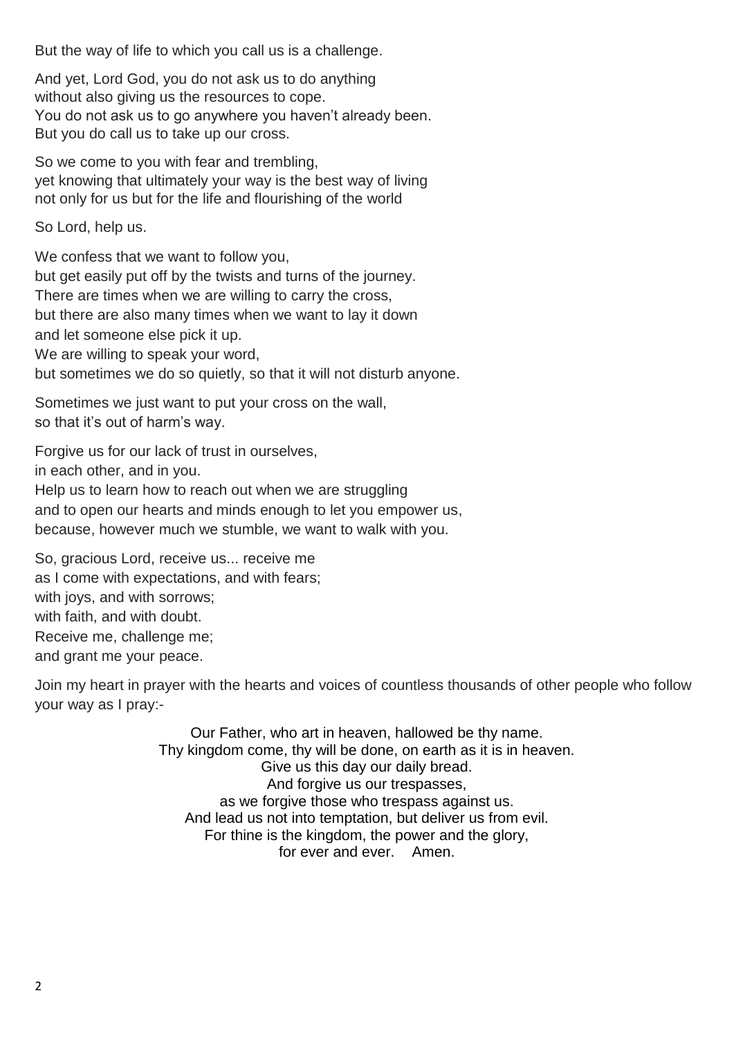But the way of life to which you call us is a challenge.

And yet, Lord God, you do not ask us to do anything
without also giving us the resources to cope.
You do not ask us to go anywhere you haven't already been.
But you do call us to take up our cross.

So we come to you with fear and trembling,
yet knowing that ultimately your way is the best way of living
not only for us but for the life and flourishing of the world

So Lord, help us.

We confess that we want to follow you,
but get easily put off by the twists and turns of the journey.
There are times when we are willing to carry the cross,
but there are also many times when we want to lay it down
and let someone else pick it up.
We are willing to speak your word,
but sometimes we do so quietly, so that it will not disturb anyone.

Sometimes we just want to put your cross on the wall,
so that it's out of harm's way.

Forgive us for our lack of trust in ourselves,
in each other, and in you.
Help us to learn how to reach out when we are struggling
and to open our hearts and minds enough to let you empower us,
because, however much we stumble, we want to walk with you.

So, gracious Lord, receive us... receive me
as I come with expectations, and with fears;
with joys, and with sorrows;
with faith, and with doubt.
Receive me, challenge me;
and grant me your peace.

Join my heart in prayer with the hearts and voices of countless thousands of other people who follow your way as I pray:-

Our Father, who art in heaven, hallowed be thy name.
Thy kingdom come, thy will be done, on earth as it is in heaven.
Give us this day our daily bread.
And forgive us our trespasses,
as we forgive those who trespass against us.
And lead us not into temptation, but deliver us from evil.
For thine is the kingdom, the power and the glory,
for ever and ever. Amen.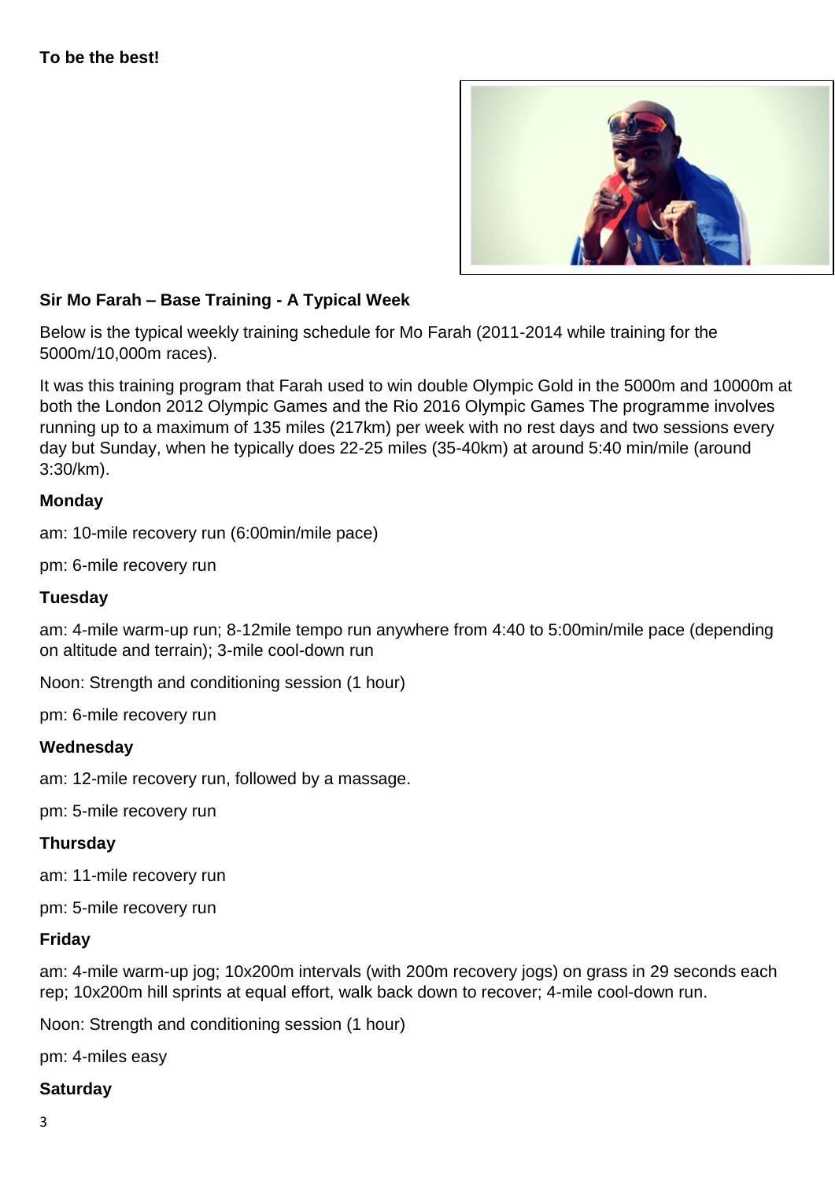**To be the best!**

**Sir Mo Farah – Base Training - A Typical Week**

Below is the typical weekly training schedule for Mo Farah (2011-2014 while training for the 5000m/10,000m races).

It was this training program that Farah used to win double Olympic Gold in the 5000m and 10000m at both the London 2012 Olympic Games and the Rio 2016 Olympic Games The programme involves running up to a maximum of 135 miles (217km) per week with no rest days and two sessions every day but Sunday, when he typically does 22-25 miles (35-40km) at around 5:40 min/mile (around 3:30/km).

**Monday**

am: 10-mile recovery run (6:00min/mile pace)

pm: 6-mile recovery run

**Tuesday**

am: 4-mile warm-up run; 8-12mile tempo run anywhere from 4:40 to 5:00min/mile pace (depending on altitude and terrain); 3-mile cool-down run

Noon: Strength and conditioning session (1 hour)

pm: 6-mile recovery run

**Wednesday**

am: 12-mile recovery run, followed by a massage.

pm: 5-mile recovery run

**Thursday**

am: 11-mile recovery run

pm: 5-mile recovery run

**Friday**

am: 4-mile warm-up jog; 10x200m intervals (with 200m recovery jogs) on grass in 29 seconds each rep; 10x200m hill sprints at equal effort, walk back down to recover; 4-mile cool-down run.

Noon: Strength and conditioning session (1 hour)

pm: 4-miles easy

**Saturday**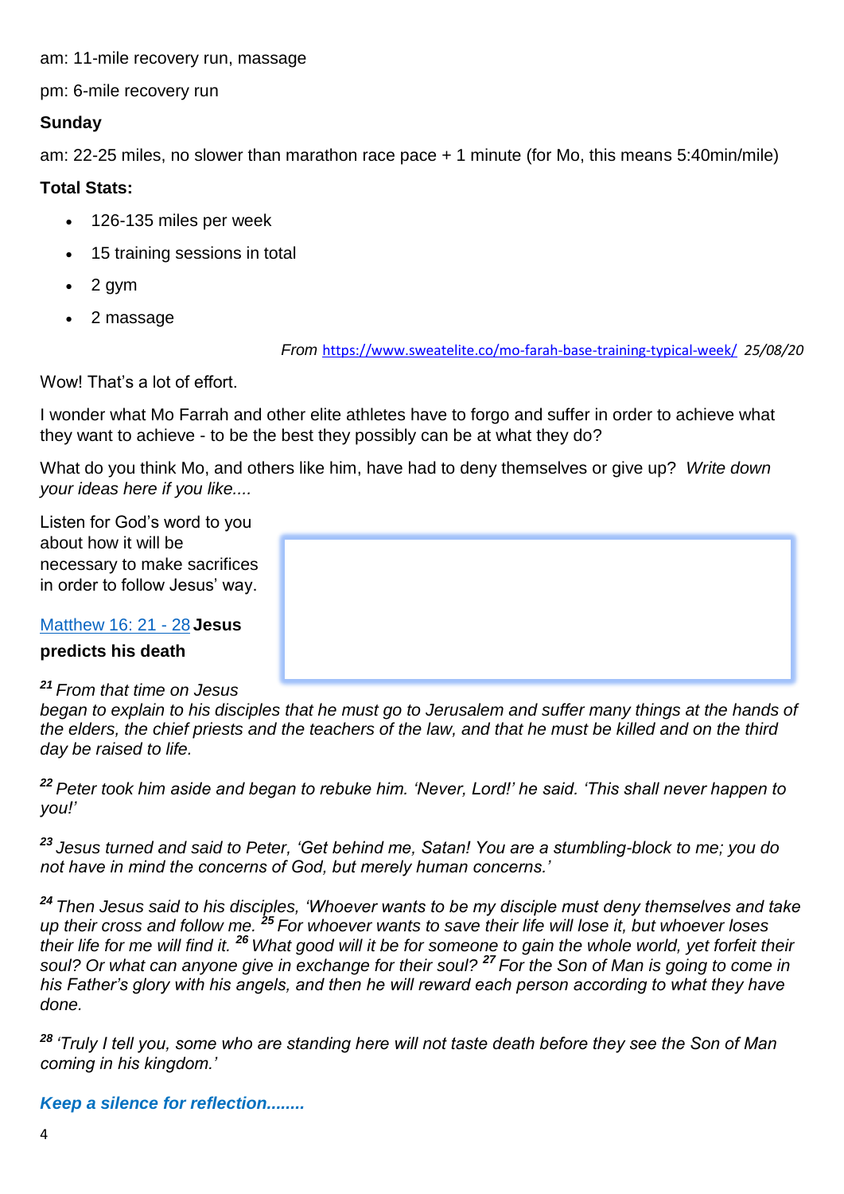am: 11-mile recovery run, massage

pm: 6-mile recovery run

**Sunday**

am: 22-25 miles, no slower than marathon race pace + 1 minute (for Mo, this means 5:40min/mile)

**Total Stats:**

- 126-135 miles per week
- 15 training sessions in total
- 2 gym
- 2 massage

*From* https://www.sweatelite.co/mo-farah-base-training-typical-week/ *25/08/20*

Wow! That's a lot of effort.

I wonder what Mo Farrah and other elite athletes have to forgo and suffer in order to achieve what they want to achieve - to be the best they possibly can be at what they do?

What do you think Mo, and others like him, have had to deny themselves or give up? *Write down your ideas here if you like....*

Listen for God's word to you about how it will be necessary to make sacrifices in order to follow Jesus' way.

[Matthew 16: 21 - 28](#) **Jesus predicts his death**

*[21] From that time on Jesus began to explain to his disciples that he must go to Jerusalem and suffer many things at the hands of the elders, the chief priests and the teachers of the law, and that he must be killed and on the third day be raised to life.*

*[22] Peter took him aside and began to rebuke him. 'Never, Lord!' he said. 'This shall never happen to you!'*

*[23] Jesus turned and said to Peter, 'Get behind me, Satan! You are a stumbling-block to me; you do not have in mind the concerns of God, but merely human concerns.'*

*[24] Then Jesus said to his disciples, 'Whoever wants to be my disciple must deny themselves and take up their cross and follow me. [25] For whoever wants to save their life will lose it, but whoever loses their life for me will find it. [26] What good will it be for someone to gain the whole world, yet forfeit their soul? Or what can anyone give in exchange for their soul? [27] For the Son of Man is going to come in his Father's glory with his angels, and then he will reward each person according to what they have done.*

*[28] 'Truly I tell you, some who are standing here will not taste death before they see the Son of Man coming in his kingdom.'*

***Keep a silence for reflection........***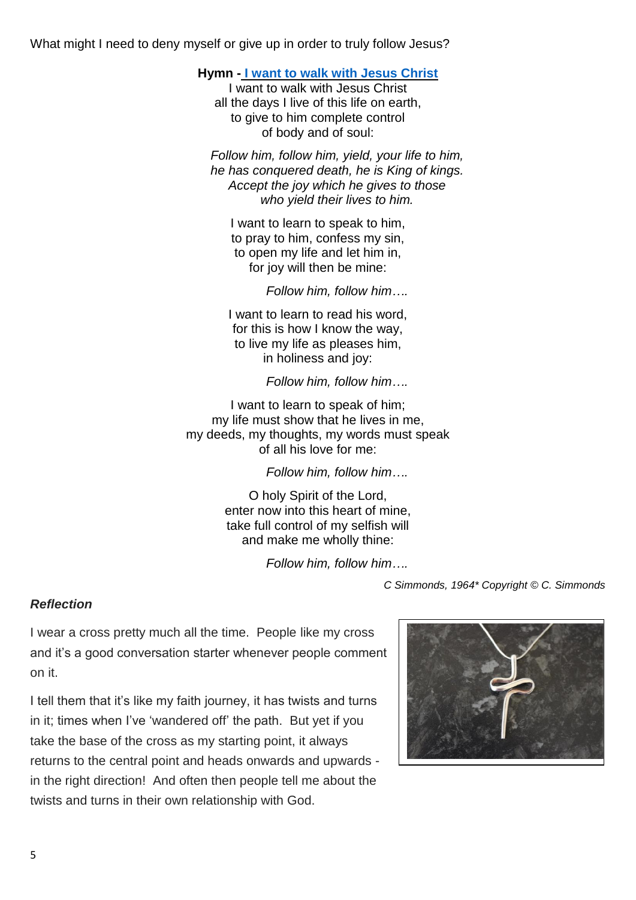What might I need to deny myself or give up in order to truly follow Jesus?

**Hymn - I want to walk with Jesus Christ**

I want to walk with Jesus Christ
all the days I live of this life on earth,
to give to him complete control
of body and of soul:

*Follow him, follow him, yield, your life to him,*
*he has conquered death, he is King of kings.*
*Accept the joy which he gives to those*
*who yield their lives to him.*

I want to learn to speak to him,
to pray to him, confess my sin,
to open my life and let him in,
for joy will then be mine:

*Follow him, follow him….*

I want to learn to read his word,
for this is how I know the way,
to live my life as pleases him,
in holiness and joy:

*Follow him, follow him….*

I want to learn to speak of him;
my life must show that he lives in me,
my deeds, my thoughts, my words must speak
of all his love for me:

*Follow him, follow him….*

O holy Spirit of the Lord,
enter now into this heart of mine,
take full control of my selfish will
and make me wholly thine:

*Follow him, follow him….*

*C Simmonds, 1964\* Copyright © C. Simmonds*

***Reflection***

I wear a cross pretty much all the time. People like my cross and it's a good conversation starter whenever people comment on it.

I tell them that it's like my faith journey, it has twists and turns in it; times when I've 'wandered off' the path. But yet if you take the base of the cross as my starting point, it always returns to the central point and heads onwards and upwards - in the right direction! And often then people tell me about the twists and turns in their own relationship with God.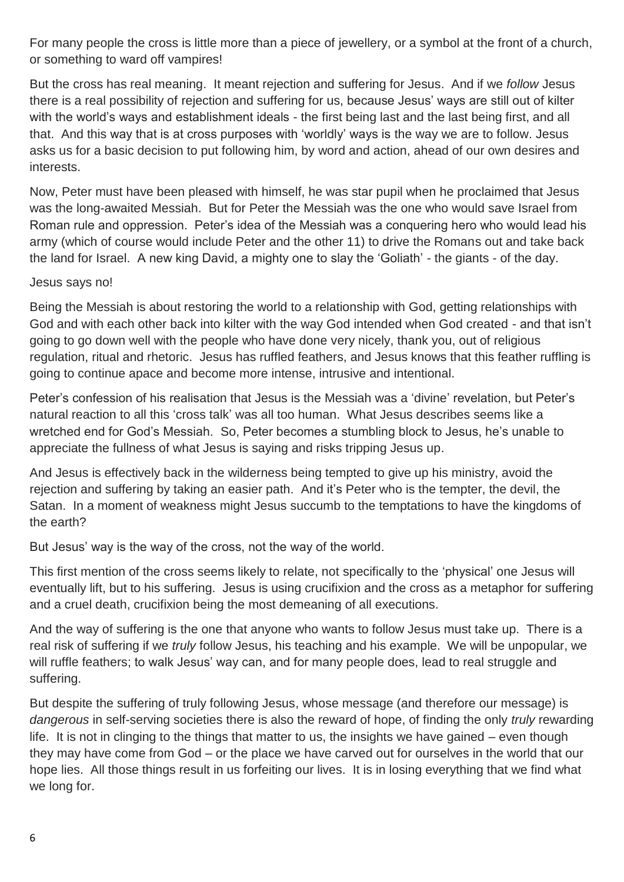For many people the cross is little more than a piece of jewellery, or a symbol at the front of a church, or something to ward off vampires!

But the cross has real meaning. It meant rejection and suffering for Jesus. And if we *follow* Jesus there is a real possibility of rejection and suffering for us, because Jesus' ways are still out of kilter with the world's ways and establishment ideals - the first being last and the last being first, and all that. And this way that is at cross purposes with 'worldly' ways is the way we are to follow. Jesus asks us for a basic decision to put following him, by word and action, ahead of our own desires and interests.

Now, Peter must have been pleased with himself, he was star pupil when he proclaimed that Jesus was the long-awaited Messiah. But for Peter the Messiah was the one who would save Israel from Roman rule and oppression. Peter's idea of the Messiah was a conquering hero who would lead his army (which of course would include Peter and the other 11) to drive the Romans out and take back the land for Israel. A new king David, a mighty one to slay the 'Goliath' - the giants - of the day.

Jesus says no!

Being the Messiah is about restoring the world to a relationship with God, getting relationships with God and with each other back into kilter with the way God intended when God created - and that isn't going to go down well with the people who have done very nicely, thank you, out of religious regulation, ritual and rhetoric. Jesus has ruffled feathers, and Jesus knows that this feather ruffling is going to continue apace and become more intense, intrusive and intentional.

Peter's confession of his realisation that Jesus is the Messiah was a 'divine' revelation, but Peter's natural reaction to all this 'cross talk' was all too human. What Jesus describes seems like a wretched end for God's Messiah. So, Peter becomes a stumbling block to Jesus, he's unable to appreciate the fullness of what Jesus is saying and risks tripping Jesus up.

And Jesus is effectively back in the wilderness being tempted to give up his ministry, avoid the rejection and suffering by taking an easier path. And it's Peter who is the tempter, the devil, the Satan. In a moment of weakness might Jesus succumb to the temptations to have the kingdoms of the earth?

But Jesus' way is the way of the cross, not the way of the world.

This first mention of the cross seems likely to relate, not specifically to the 'physical' one Jesus will eventually lift, but to his suffering. Jesus is using crucifixion and the cross as a metaphor for suffering and a cruel death, crucifixion being the most demeaning of all executions.

And the way of suffering is the one that anyone who wants to follow Jesus must take up. There is a real risk of suffering if we *truly* follow Jesus, his teaching and his example. We will be unpopular, we will ruffle feathers; to walk Jesus' way can, and for many people does, lead to real struggle and suffering.

But despite the suffering of truly following Jesus, whose message (and therefore our message) is *dangerous* in self-serving societies there is also the reward of hope, of finding the only *truly* rewarding life. It is not in clinging to the things that matter to us, the insights we have gained – even though they may have come from God – or the place we have carved out for ourselves in the world that our hope lies. All those things result in us forfeiting our lives. It is in losing everything that we find what we long for.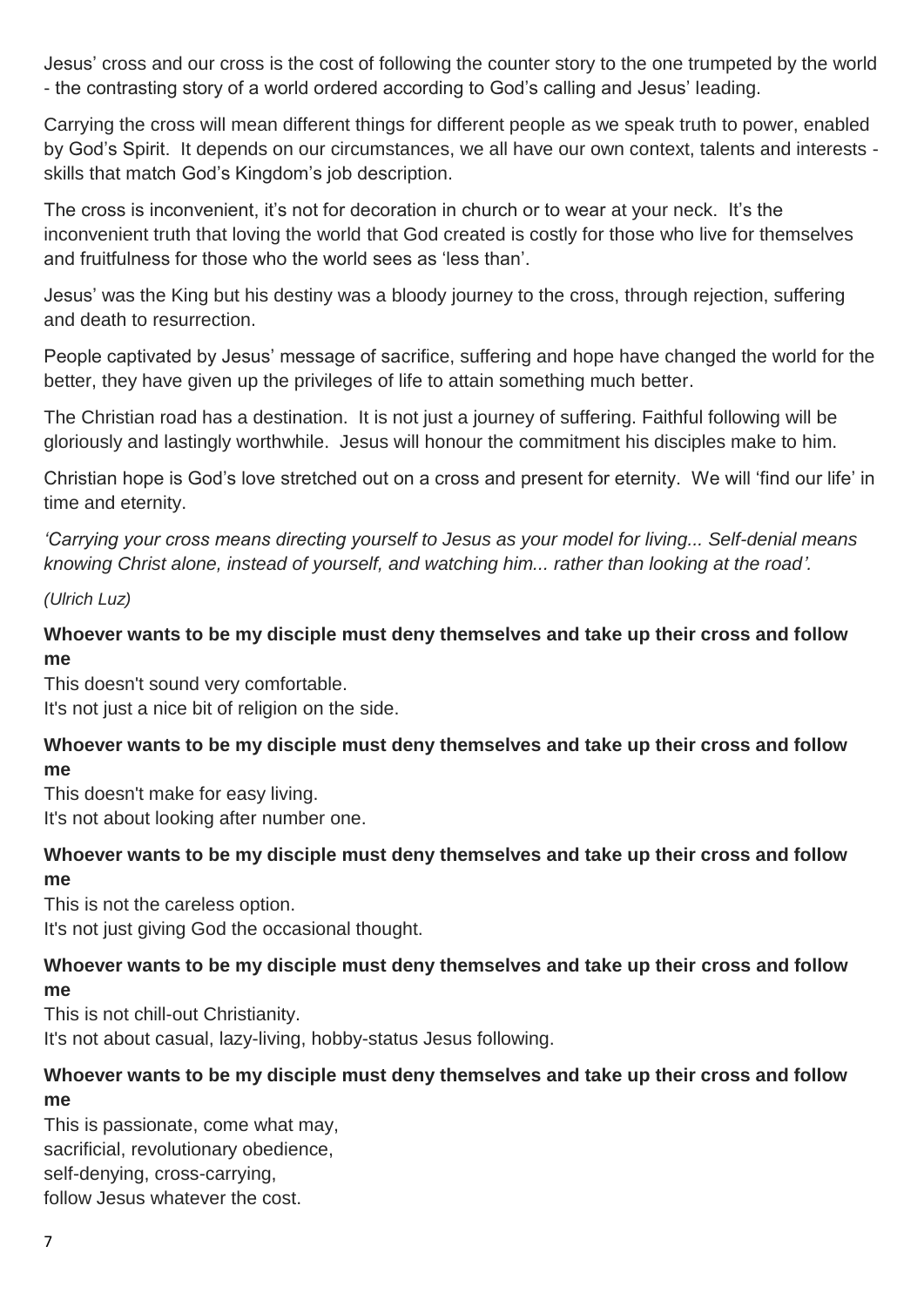Jesus' cross and our cross is the cost of following the counter story to the one trumpeted by the world - the contrasting story of a world ordered according to God's calling and Jesus' leading.

Carrying the cross will mean different things for different people as we speak truth to power, enabled by God's Spirit. It depends on our circumstances, we all have our own context, talents and interests - skills that match God's Kingdom's job description.

The cross is inconvenient, it's not for decoration in church or to wear at your neck. It's the inconvenient truth that loving the world that God created is costly for those who live for themselves and fruitfulness for those who the world sees as 'less than'.

Jesus' was the King but his destiny was a bloody journey to the cross, through rejection, suffering and death to resurrection.

People captivated by Jesus' message of sacrifice, suffering and hope have changed the world for the better, they have given up the privileges of life to attain something much better.

The Christian road has a destination. It is not just a journey of suffering. Faithful following will be gloriously and lastingly worthwhile. Jesus will honour the commitment his disciples make to him.

Christian hope is God's love stretched out on a cross and present for eternity. We will 'find our life' in time and eternity.

*'Carrying your cross means directing yourself to Jesus as your model for living... Self-denial means knowing Christ alone, instead of yourself, and watching him... rather than looking at the road'.*

*(Ulrich Luz)*

**Whoever wants to be my disciple must deny themselves and take up their cross and follow me**
This doesn't sound very comfortable.
It's not just a nice bit of religion on the side.

**Whoever wants to be my disciple must deny themselves and take up their cross and follow me**
This doesn't make for easy living.
It's not about looking after number one.

**Whoever wants to be my disciple must deny themselves and take up their cross and follow me**
This is not the careless option.
It's not just giving God the occasional thought.

**Whoever wants to be my disciple must deny themselves and take up their cross and follow me**
This is not chill-out Christianity.
It's not about casual, lazy-living, hobby-status Jesus following.

**Whoever wants to be my disciple must deny themselves and take up their cross and follow me**
This is passionate, come what may,
sacrificial, revolutionary obedience,
self-denying, cross-carrying,
follow Jesus whatever the cost.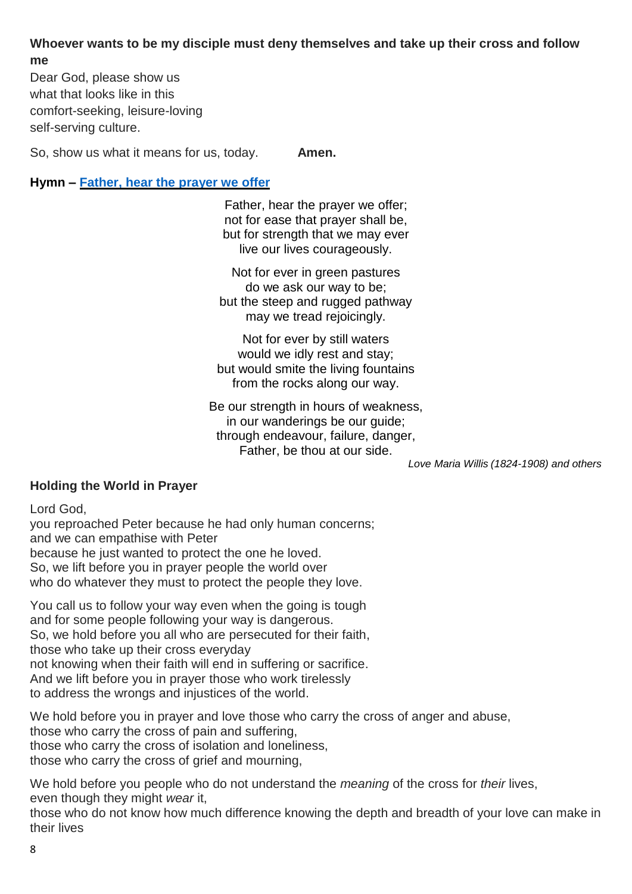**Whoever wants to be my disciple must deny themselves and take up their cross and follow me**

Dear God, please show us
what that looks like in this
comfort-seeking, leisure-loving
self-serving culture.

So, show us what it means for us, today. **Amen.**

**Hymn – Father, hear the prayer we offer**

Father, hear the prayer we offer;
not for ease that prayer shall be,
but for strength that we may ever
live our lives courageously.

Not for ever in green pastures
do we ask our way to be;
but the steep and rugged pathway
may we tread rejoicingly.

Not for ever by still waters
would we idly rest and stay;
but would smite the living fountains
from the rocks along our way.

Be our strength in hours of weakness,
in our wanderings be our guide;
through endeavour, failure, danger,
Father, be thou at our side.

*Love Maria Willis (1824-1908) and others*

**Holding the World in Prayer**

Lord God,
you reproached Peter because he had only human concerns;
and we can empathise with Peter
because he just wanted to protect the one he loved.
So, we lift before you in prayer people the world over
who do whatever they must to protect the people they love.

You call us to follow your way even when the going is tough
and for some people following your way is dangerous.
So, we hold before you all who are persecuted for their faith,
those who take up their cross everyday
not knowing when their faith will end in suffering or sacrifice.
And we lift before you in prayer those who work tirelessly
to address the wrongs and injustices of the world.

We hold before you in prayer and love those who carry the cross of anger and abuse,
those who carry the cross of pain and suffering,
those who carry the cross of isolation and loneliness,
those who carry the cross of grief and mourning,

We hold before you people who do not understand the *meaning* of the cross for *their* lives,
even though they might *wear* it,
those who do not know how much difference knowing the depth and breadth of your love can make in their lives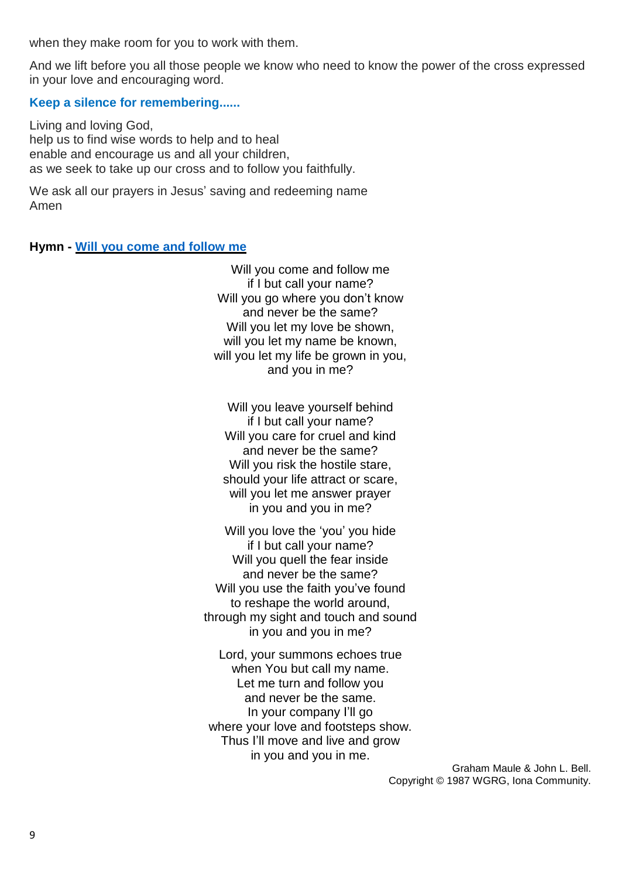when they make room for you to work with them.

And we lift before you all those people we know who need to know the power of the cross expressed in your love and encouraging word.

**Keep a silence for remembering......**

Living and loving God,
help us to find wise words to help and to heal
enable and encourage us and all your children,
as we seek to take up our cross and to follow you faithfully.

We ask all our prayers in Jesus' saving and redeeming name
Amen

**Hymn - Will you come and follow me**

Will you come and follow me
if I but call your name?
Will you go where you don't know
and never be the same?
Will you let my love be shown,
will you let my name be known,
will you let my life be grown in you,
and you in me?

Will you leave yourself behind
if I but call your name?
Will you care for cruel and kind
and never be the same?
Will you risk the hostile stare,
should your life attract or scare,
will you let me answer prayer
in you and you in me?

Will you love the 'you' you hide
if I but call your name?
Will you quell the fear inside
and never be the same?
Will you use the faith you've found
to reshape the world around,
through my sight and touch and sound
in you and you in me?

Lord, your summons echoes true
when You but call my name.
Let me turn and follow you
and never be the same.
In your company I'll go
where your love and footsteps show.
Thus I'll move and live and grow
in you and you in me.

Graham Maule & John L. Bell.
Copyright © 1987 WGRG, Iona Community.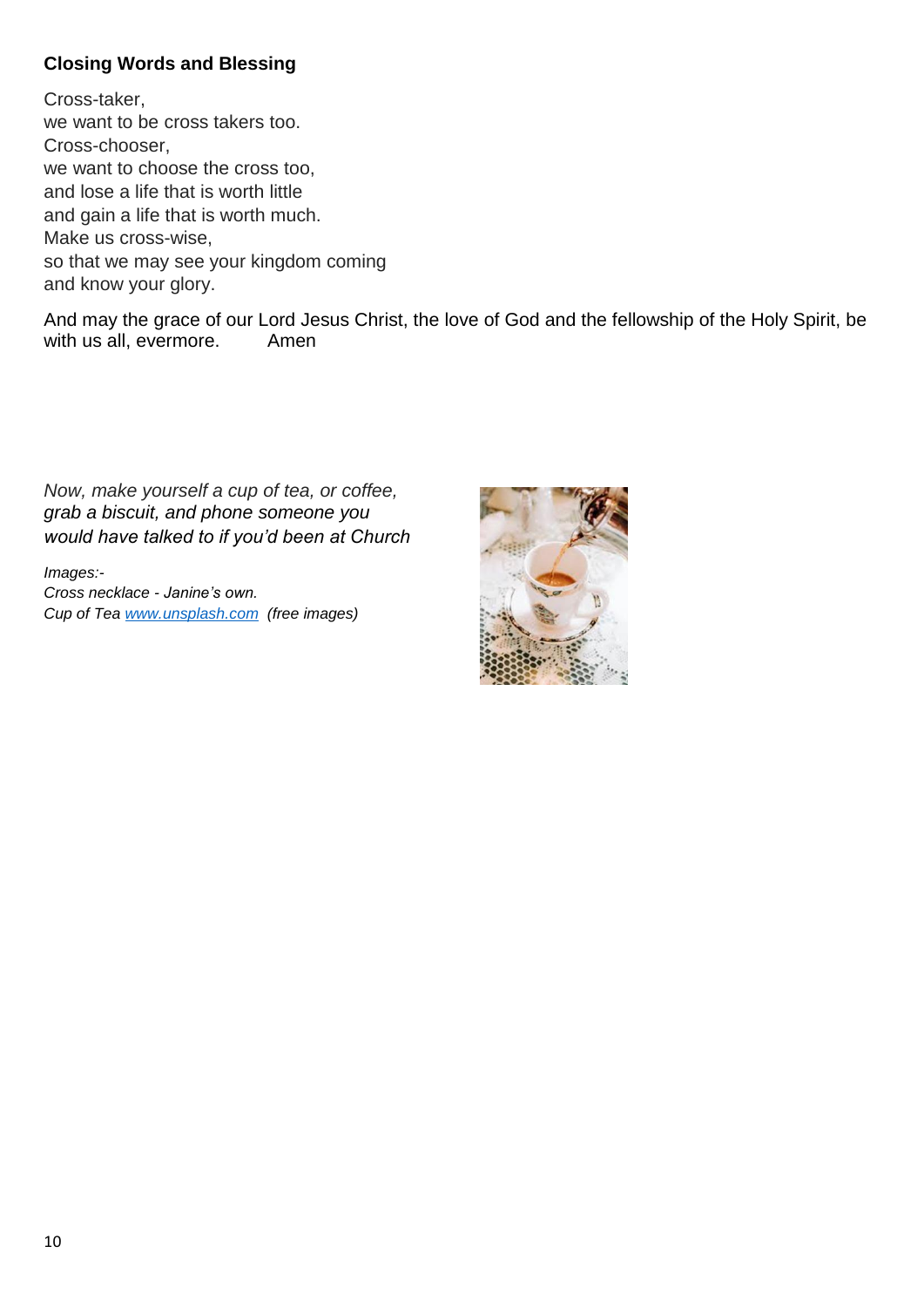**Closing Words and Blessing**

Cross-taker,
we want to be cross takers too.
Cross-chooser,
we want to choose the cross too,
and lose a life that is worth little
and gain a life that is worth much.
Make us cross-wise,
so that we may see your kingdom coming
and know your glory.

And may the grace of our Lord Jesus Christ, the love of God and the fellowship of the Holy Spirit, be with us all, evermore. Amen

*Now, make yourself a cup of tea, or coffee, grab a biscuit, and phone someone you would have talked to if you'd been at Church*

*Images:-*
*Cross necklace - Janine's own.*
*Cup of Tea [www.unsplash.com](www.unsplash.com) (free images)*